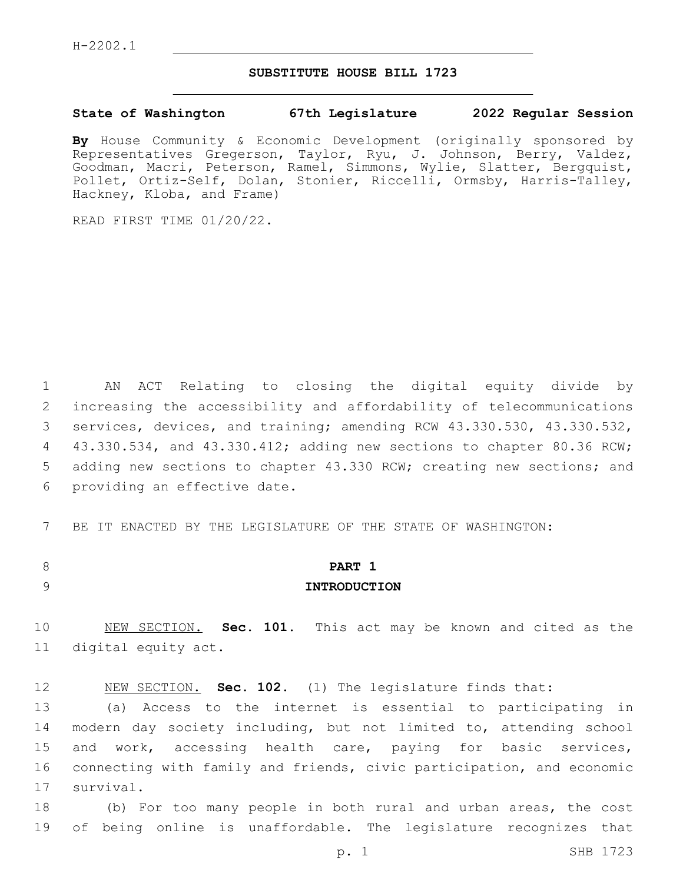H-2202.1

# SUBSTITUTE HOUSE BILL 1723

**State of Washington 67th Legislature 2022 Regular Session**

**By** House Community & Economic Development (originally sponsored by Representatives Gregerson, Taylor, Ryu, J. Johnson, Berry, Valdez, Goodman, Macri, Peterson, Ramel, Simmons, Wylie, Slatter, Bergquist, Pollet, Ortiz-Self, Dolan, Stonier, Riccelli, Ormsby, Harris-Talley, Hackney, Kloba, and Frame)

READ FIRST TIME 01/20/22.

AN ACT Relating to closing the digital equity divide by increasing the accessibility and affordability of telecommunications services, devices, and training; amending RCW 43.330.530, 43.330.532, 43.330.534, and 43.330.412; adding new sections to chapter 80.36 RCW; adding new sections to chapter 43.330 RCW; creating new sections; and providing an effective date.

BE IT ENACTED BY THE LEGISLATURE OF THE STATE OF WASHINGTON:

## PART 1
## INTRODUCTION

NEW SECTION. **Sec. 101.** This act may be known and cited as the digital equity act.

NEW SECTION. **Sec. 102.** (1) The legislature finds that:

(a) Access to the internet is essential to participating in modern day society including, but not limited to, attending school and work, accessing health care, paying for basic services, connecting with family and friends, civic participation, and economic survival.

(b) For too many people in both rural and urban areas, the cost of being online is unaffordable. The legislature recognizes that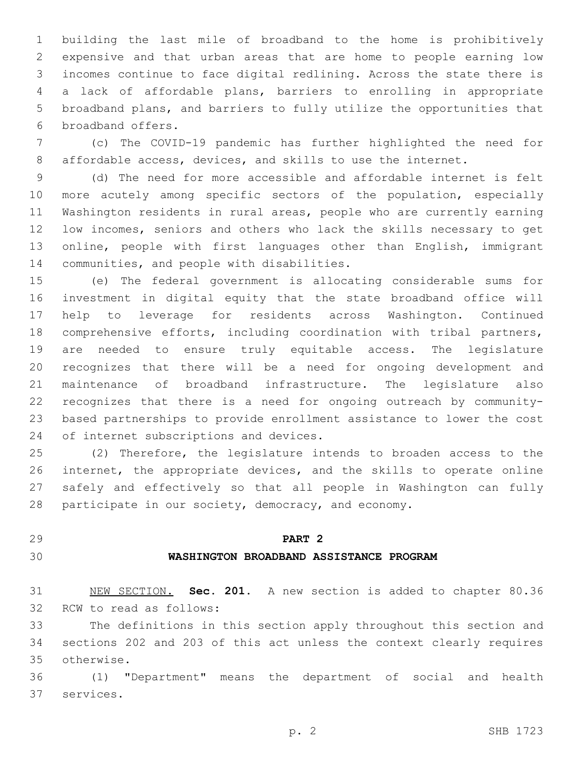building the last mile of broadband to the home is prohibitively expensive and that urban areas that are home to people earning low incomes continue to face digital redlining. Across the state there is a lack of affordable plans, barriers to enrolling in appropriate broadband plans, and barriers to fully utilize the opportunities that broadband offers.

(c) The COVID-19 pandemic has further highlighted the need for affordable access, devices, and skills to use the internet.

(d) The need for more accessible and affordable internet is felt more acutely among specific sectors of the population, especially Washington residents in rural areas, people who are currently earning low incomes, seniors and others who lack the skills necessary to get online, people with first languages other than English, immigrant communities, and people with disabilities.

(e) The federal government is allocating considerable sums for investment in digital equity that the state broadband office will help to leverage for residents across Washington. Continued comprehensive efforts, including coordination with tribal partners, are needed to ensure truly equitable access. The legislature recognizes that there will be a need for ongoing development and maintenance of broadband infrastructure. The legislature also recognizes that there is a need for ongoing outreach by community-based partnerships to provide enrollment assistance to lower the cost of internet subscriptions and devices.

(2) Therefore, the legislature intends to broaden access to the internet, the appropriate devices, and the skills to operate online safely and effectively so that all people in Washington can fully participate in our society, democracy, and economy.

## PART 2

## WASHINGTON BROADBAND ASSISTANCE PROGRAM

NEW SECTION. **Sec. 201.** A new section is added to chapter 80.36 RCW to read as follows:

The definitions in this section apply throughout this section and sections 202 and 203 of this act unless the context clearly requires otherwise.

(1) "Department" means the department of social and health services.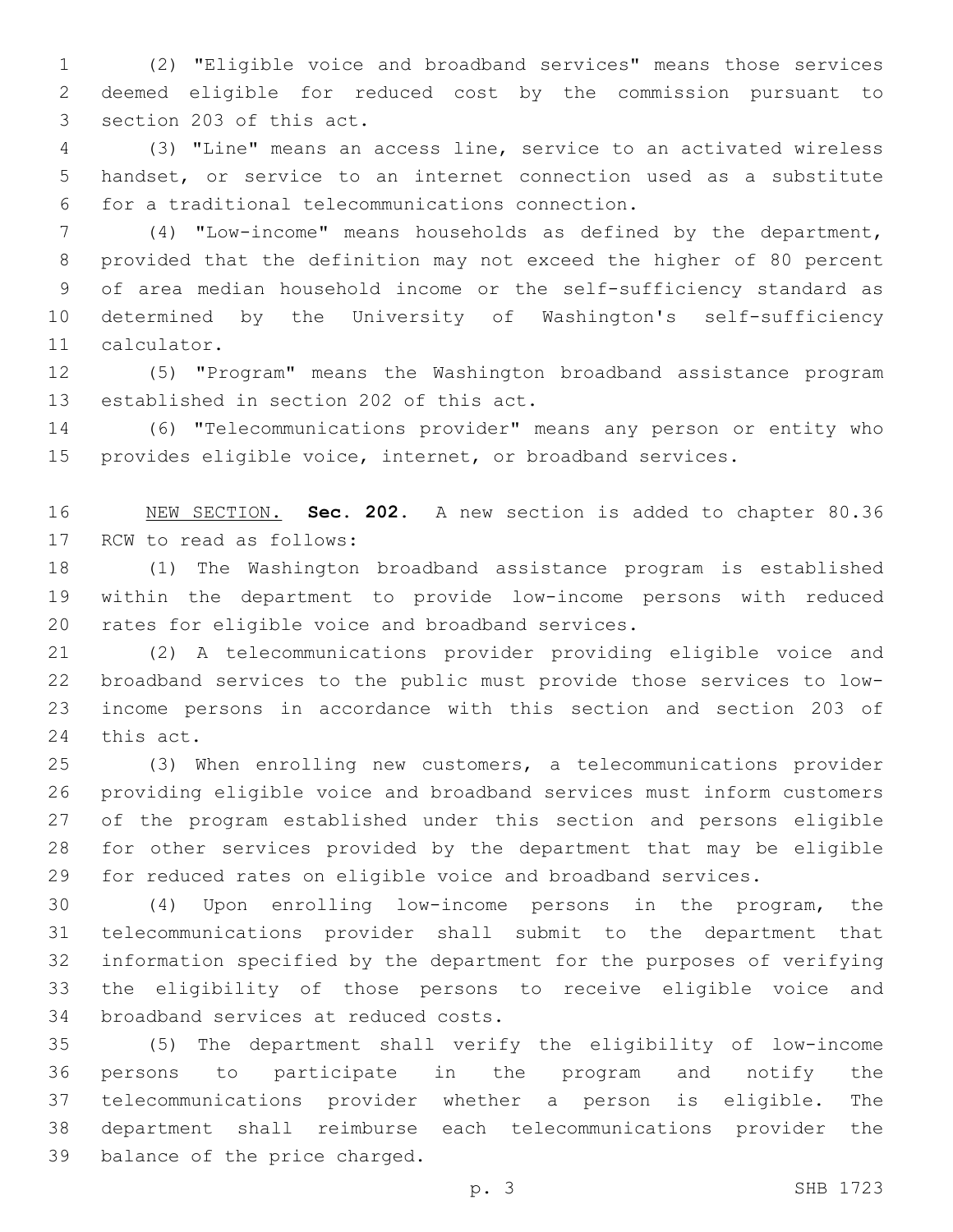(2) "Eligible voice and broadband services" means those services deemed eligible for reduced cost by the commission pursuant to section 203 of this act.

(3) "Line" means an access line, service to an activated wireless handset, or service to an internet connection used as a substitute for a traditional telecommunications connection.

(4) "Low-income" means households as defined by the department, provided that the definition may not exceed the higher of 80 percent of area median household income or the self-sufficiency standard as determined by the University of Washington's self-sufficiency calculator.

(5) "Program" means the Washington broadband assistance program established in section 202 of this act.

(6) "Telecommunications provider" means any person or entity who provides eligible voice, internet, or broadband services.

NEW SECTION. **Sec. 202.** A new section is added to chapter 80.36 RCW to read as follows:

(1) The Washington broadband assistance program is established within the department to provide low-income persons with reduced rates for eligible voice and broadband services.

(2) A telecommunications provider providing eligible voice and broadband services to the public must provide those services to low-income persons in accordance with this section and section 203 of this act.

(3) When enrolling new customers, a telecommunications provider providing eligible voice and broadband services must inform customers of the program established under this section and persons eligible for other services provided by the department that may be eligible for reduced rates on eligible voice and broadband services.

(4) Upon enrolling low-income persons in the program, the telecommunications provider shall submit to the department that information specified by the department for the purposes of verifying the eligibility of those persons to receive eligible voice and broadband services at reduced costs.

(5) The department shall verify the eligibility of low-income persons to participate in the program and notify the telecommunications provider whether a person is eligible. The department shall reimburse each telecommunications provider the balance of the price charged.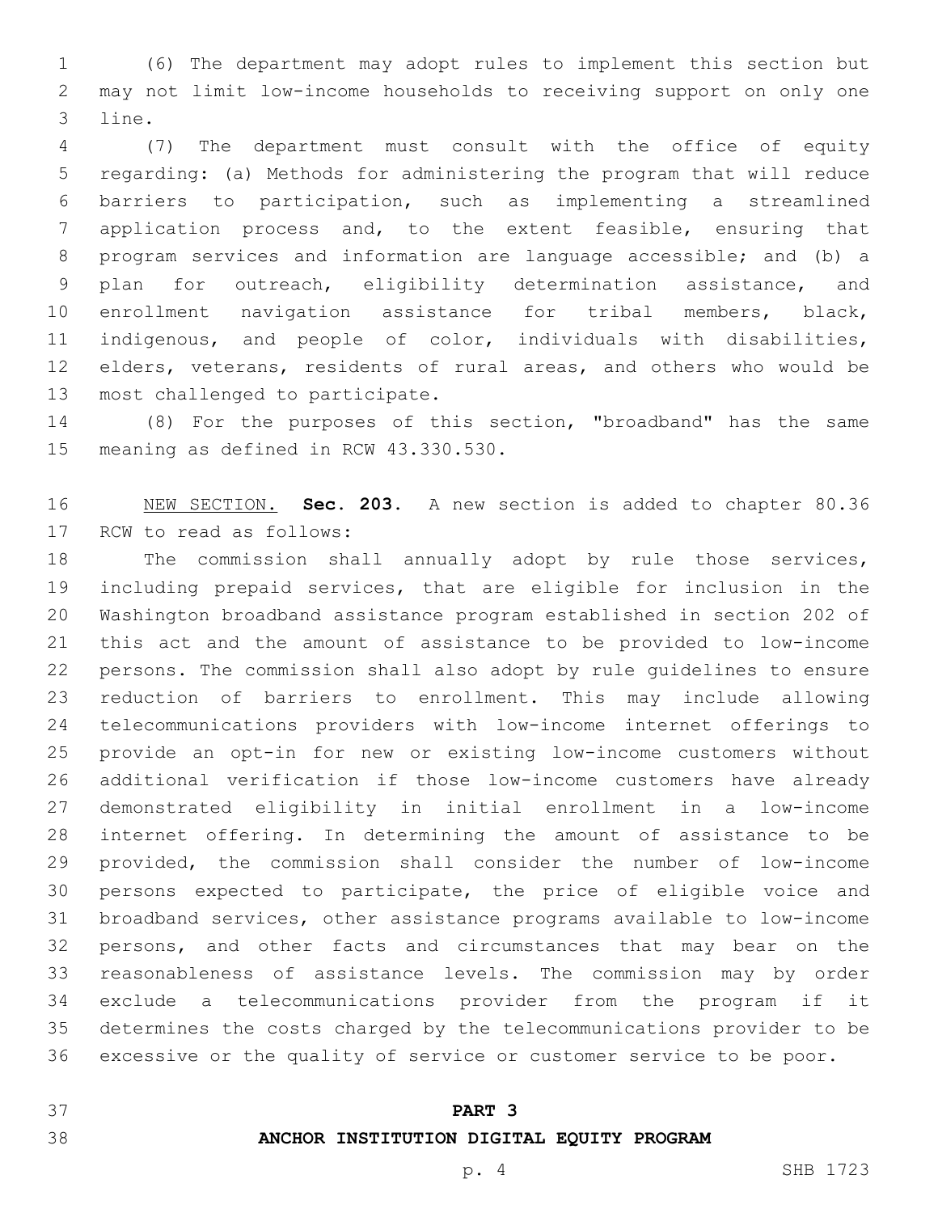(6) The department may adopt rules to implement this section but may not limit low-income households to receiving support on only one line.

(7) The department must consult with the office of equity regarding: (a) Methods for administering the program that will reduce barriers to participation, such as implementing a streamlined application process and, to the extent feasible, ensuring that program services and information are language accessible; and (b) a plan for outreach, eligibility determination assistance, and enrollment navigation assistance for tribal members, black, indigenous, and people of color, individuals with disabilities, elders, veterans, residents of rural areas, and others who would be most challenged to participate.

(8) For the purposes of this section, "broadband" has the same meaning as defined in RCW 43.330.530.

NEW SECTION. **Sec. 203.** A new section is added to chapter 80.36 RCW to read as follows:

The commission shall annually adopt by rule those services, including prepaid services, that are eligible for inclusion in the Washington broadband assistance program established in section 202 of this act and the amount of assistance to be provided to low-income persons. The commission shall also adopt by rule guidelines to ensure reduction of barriers to enrollment. This may include allowing telecommunications providers with low-income internet offerings to provide an opt-in for new or existing low-income customers without additional verification if those low-income customers have already demonstrated eligibility in initial enrollment in a low-income internet offering. In determining the amount of assistance to be provided, the commission shall consider the number of low-income persons expected to participate, the price of eligible voice and broadband services, other assistance programs available to low-income persons, and other facts and circumstances that may bear on the reasonableness of assistance levels. The commission may by order exclude a telecommunications provider from the program if it determines the costs charged by the telecommunications provider to be excessive or the quality of service or customer service to be poor.

## PART 3
## ANCHOR INSTITUTION DIGITAL EQUITY PROGRAM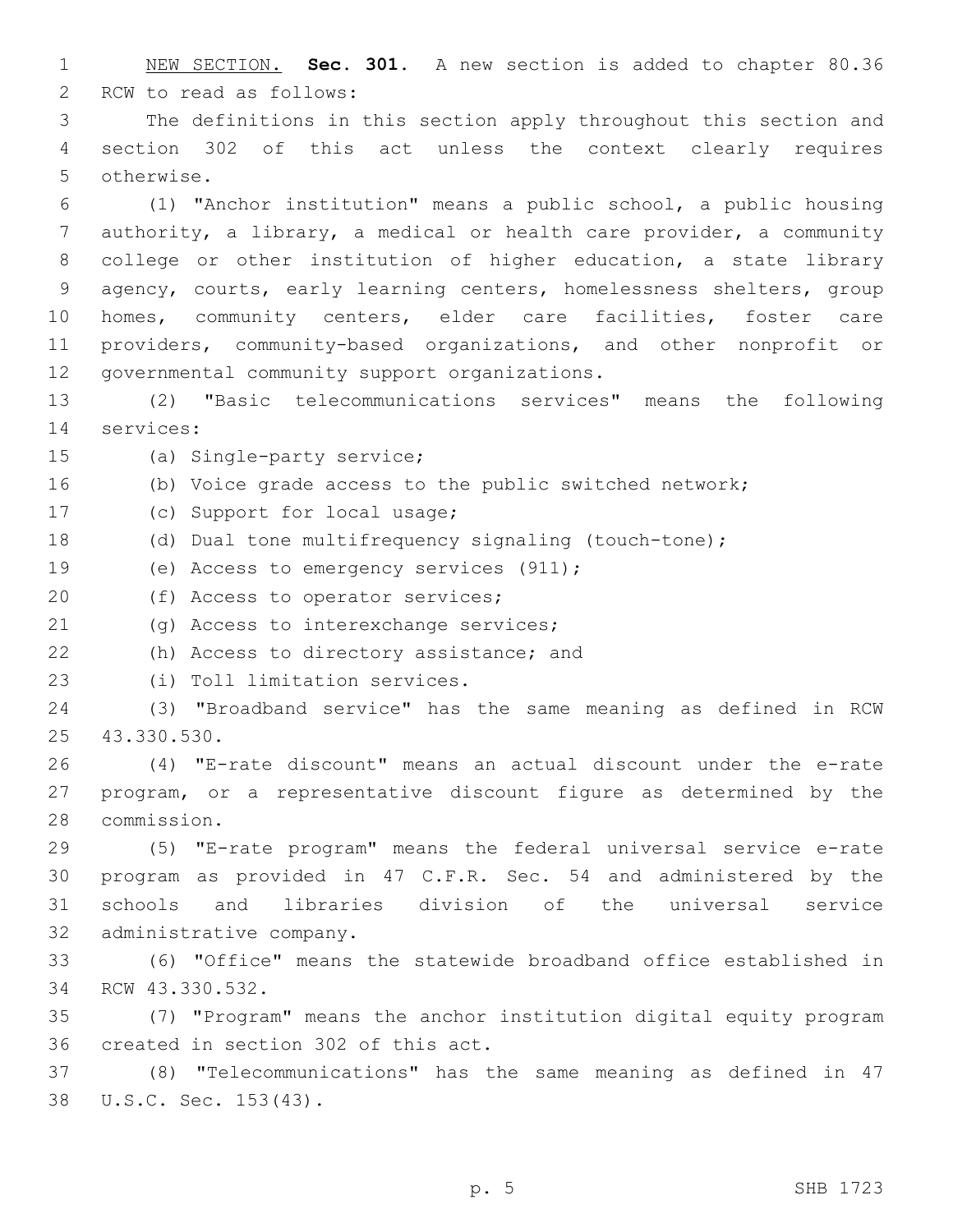NEW SECTION. **Sec. 301.** A new section is added to chapter 80.36 RCW to read as follows:

The definitions in this section apply throughout this section and section 302 of this act unless the context clearly requires otherwise.

(1) "Anchor institution" means a public school, a public housing authority, a library, a medical or health care provider, a community college or other institution of higher education, a state library agency, courts, early learning centers, homelessness shelters, group homes, community centers, elder care facilities, foster care providers, community-based organizations, and other nonprofit or governmental community support organizations.

(2) "Basic telecommunications services" means the following services:

(a) Single-party service;

(b) Voice grade access to the public switched network;

(c) Support for local usage;

(d) Dual tone multifrequency signaling (touch-tone);

(e) Access to emergency services (911);

(f) Access to operator services;

(g) Access to interexchange services;

(h) Access to directory assistance; and

(i) Toll limitation services.

(3) "Broadband service" has the same meaning as defined in RCW 43.330.530.

(4) "E-rate discount" means an actual discount under the e-rate program, or a representative discount figure as determined by the commission.

(5) "E-rate program" means the federal universal service e-rate program as provided in 47 C.F.R. Sec. 54 and administered by the schools and libraries division of the universal service administrative company.

(6) "Office" means the statewide broadband office established in RCW 43.330.532.

(7) "Program" means the anchor institution digital equity program created in section 302 of this act.

(8) "Telecommunications" has the same meaning as defined in 47 U.S.C. Sec. 153(43).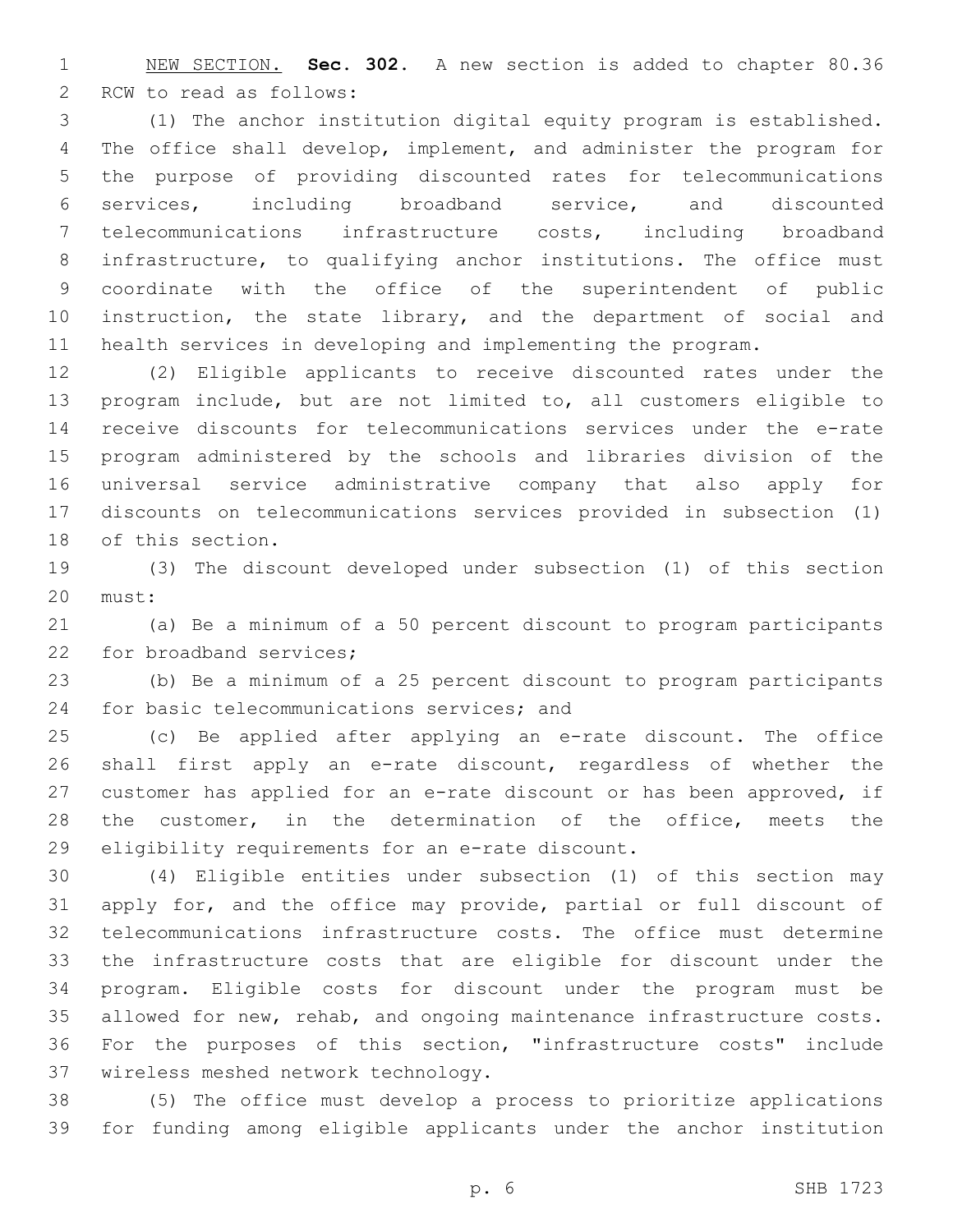NEW SECTION. **Sec. 302.** A new section is added to chapter 80.36 RCW to read as follows:

(1) The anchor institution digital equity program is established. The office shall develop, implement, and administer the program for the purpose of providing discounted rates for telecommunications services, including broadband service, and discounted telecommunications infrastructure costs, including broadband infrastructure, to qualifying anchor institutions. The office must coordinate with the office of the superintendent of public instruction, the state library, and the department of social and health services in developing and implementing the program.

(2) Eligible applicants to receive discounted rates under the program include, but are not limited to, all customers eligible to receive discounts for telecommunications services under the e-rate program administered by the schools and libraries division of the universal service administrative company that also apply for discounts on telecommunications services provided in subsection (1) of this section.

(3) The discount developed under subsection (1) of this section must:

(a) Be a minimum of a 50 percent discount to program participants for broadband services;

(b) Be a minimum of a 25 percent discount to program participants for basic telecommunications services; and

(c) Be applied after applying an e-rate discount. The office shall first apply an e-rate discount, regardless of whether the customer has applied for an e-rate discount or has been approved, if the customer, in the determination of the office, meets the eligibility requirements for an e-rate discount.

(4) Eligible entities under subsection (1) of this section may apply for, and the office may provide, partial or full discount of telecommunications infrastructure costs. The office must determine the infrastructure costs that are eligible for discount under the program. Eligible costs for discount under the program must be allowed for new, rehab, and ongoing maintenance infrastructure costs. For the purposes of this section, "infrastructure costs" include wireless meshed network technology.

(5) The office must develop a process to prioritize applications for funding among eligible applicants under the anchor institution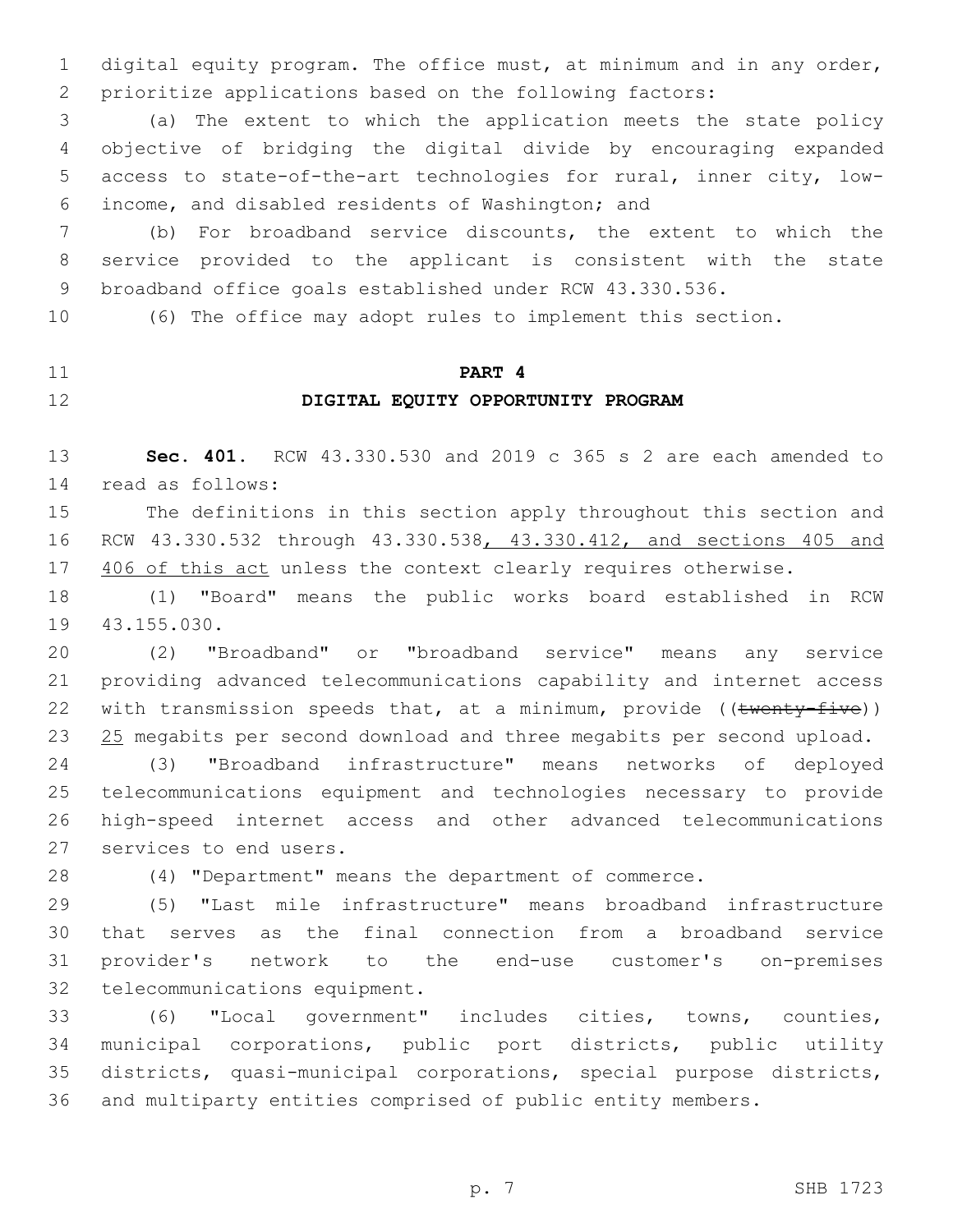digital equity program. The office must, at minimum and in any order, prioritize applications based on the following factors:

(a) The extent to which the application meets the state policy objective of bridging the digital divide by encouraging expanded access to state-of-the-art technologies for rural, inner city, low-income, and disabled residents of Washington; and

(b) For broadband service discounts, the extent to which the service provided to the applicant is consistent with the state broadband office goals established under RCW 43.330.536.

(6) The office may adopt rules to implement this section.

## PART 4

## DIGITAL EQUITY OPPORTUNITY PROGRAM

**Sec. 401.** RCW 43.330.530 and 2019 c 365 s 2 are each amended to read as follows:

The definitions in this section apply throughout this section and RCW 43.330.532 through 43.330.538, 43.330.412, and sections 405 and 406 of this act unless the context clearly requires otherwise.

(1) "Board" means the public works board established in RCW 43.155.030.

(2) "Broadband" or "broadband service" means any service providing advanced telecommunications capability and internet access with transmission speeds that, at a minimum, provide ((~~twenty-five~~)) 25 megabits per second download and three megabits per second upload.

(3) "Broadband infrastructure" means networks of deployed telecommunications equipment and technologies necessary to provide high-speed internet access and other advanced telecommunications services to end users.

(4) "Department" means the department of commerce.

(5) "Last mile infrastructure" means broadband infrastructure that serves as the final connection from a broadband service provider's network to the end-use customer's on-premises telecommunications equipment.

(6) "Local government" includes cities, towns, counties, municipal corporations, public port districts, public utility districts, quasi-municipal corporations, special purpose districts, and multiparty entities comprised of public entity members.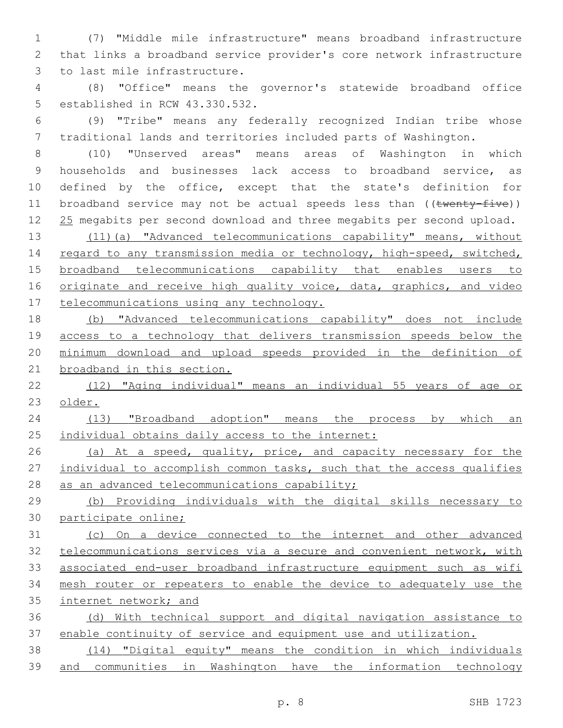(7) "Middle mile infrastructure" means broadband infrastructure that links a broadband service provider's core network infrastructure to last mile infrastructure.

(8) "Office" means the governor's statewide broadband office established in RCW 43.330.532.

(9) "Tribe" means any federally recognized Indian tribe whose traditional lands and territories included parts of Washington.

(10) "Unserved areas" means areas of Washington in which households and businesses lack access to broadband service, as defined by the office, except that the state's definition for broadband service may not be actual speeds less than ((~~twenty-five~~)) <u>25</u> megabits per second download and three megabits per second upload.

<u>(11)(a) "Advanced telecommunications capability" means, without regard to any transmission media or technology, high-speed, switched, broadband telecommunications capability that enables users to originate and receive high quality voice, data, graphics, and video telecommunications using any technology.</u>

<u>(b) "Advanced telecommunications capability" does not include access to a technology that delivers transmission speeds below the minimum download and upload speeds provided in the definition of broadband in this section.</u>

<u>(12) "Aging individual" means an individual 55 years of age or older.</u>

<u>(13) "Broadband adoption" means the process by which an individual obtains daily access to the internet:</u>

<u>(a) At a speed, quality, price, and capacity necessary for the individual to accomplish common tasks, such that the access qualifies as an advanced telecommunications capability;</u>

<u>(b) Providing individuals with the digital skills necessary to participate online;</u>

<u>(c) On a device connected to the internet and other advanced telecommunications services via a secure and convenient network, with associated end-user broadband infrastructure equipment such as wifi mesh router or repeaters to enable the device to adequately use the internet network; and</u>

<u>(d) With technical support and digital navigation assistance to enable continuity of service and equipment use and utilization.</u>

<u>(14) "Digital equity" means the condition in which individuals and communities in Washington have the information technology</u>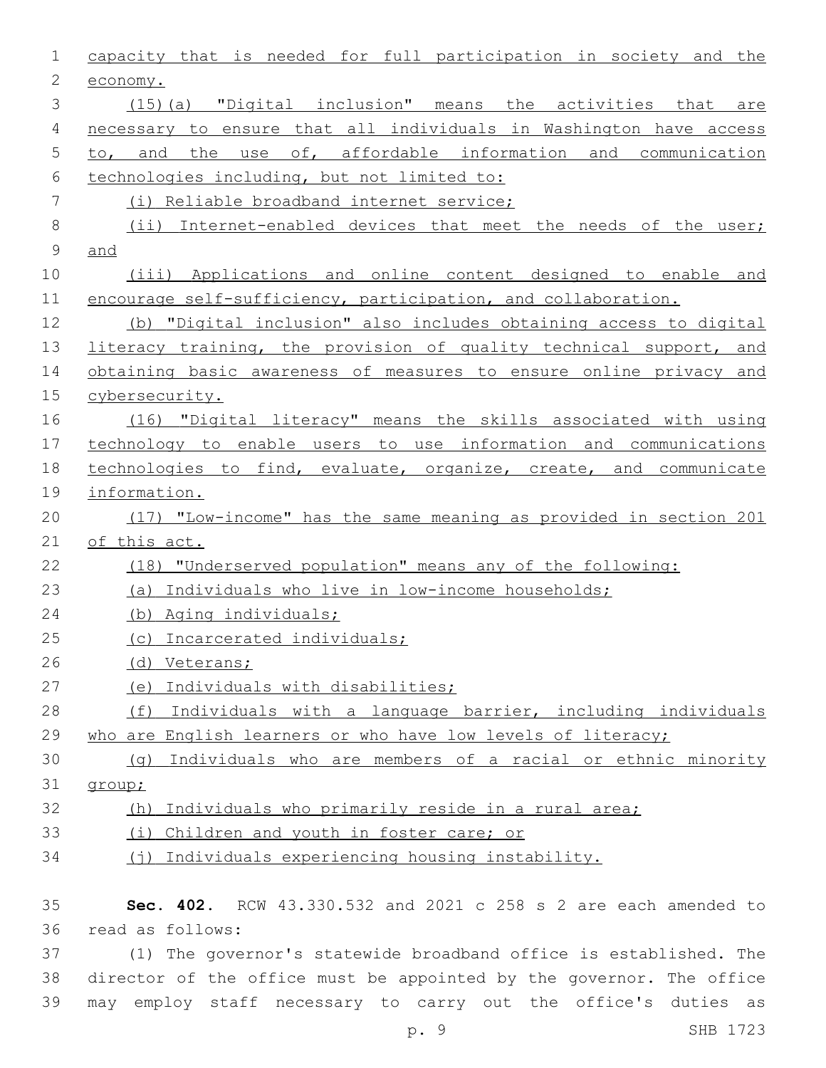capacity that is needed for full participation in society and the economy.

(15)(a) "Digital inclusion" means the activities that are necessary to ensure that all individuals in Washington have access to, and the use of, affordable information and communication technologies including, but not limited to:

(i) Reliable broadband internet service;

(ii) Internet-enabled devices that meet the needs of the user; and

(iii) Applications and online content designed to enable and encourage self-sufficiency, participation, and collaboration.

(b) "Digital inclusion" also includes obtaining access to digital literacy training, the provision of quality technical support, and obtaining basic awareness of measures to ensure online privacy and cybersecurity.

(16) "Digital literacy" means the skills associated with using technology to enable users to use information and communications technologies to find, evaluate, organize, create, and communicate information.

(17) "Low-income" has the same meaning as provided in section 201 of this act.

(18) "Underserved population" means any of the following:

(a) Individuals who live in low-income households;

(b) Aging individuals;

(c) Incarcerated individuals;

(d) Veterans;

(e) Individuals with disabilities;

(f) Individuals with a language barrier, including individuals who are English learners or who have low levels of literacy;

(g) Individuals who are members of a racial or ethnic minority group;

(h) Individuals who primarily reside in a rural area;

(i) Children and youth in foster care; or

(j) Individuals experiencing housing instability.

**Sec. 402.** RCW 43.330.532 and 2021 c 258 s 2 are each amended to read as follows:

(1) The governor's statewide broadband office is established. The director of the office must be appointed by the governor. The office may employ staff necessary to carry out the office's duties as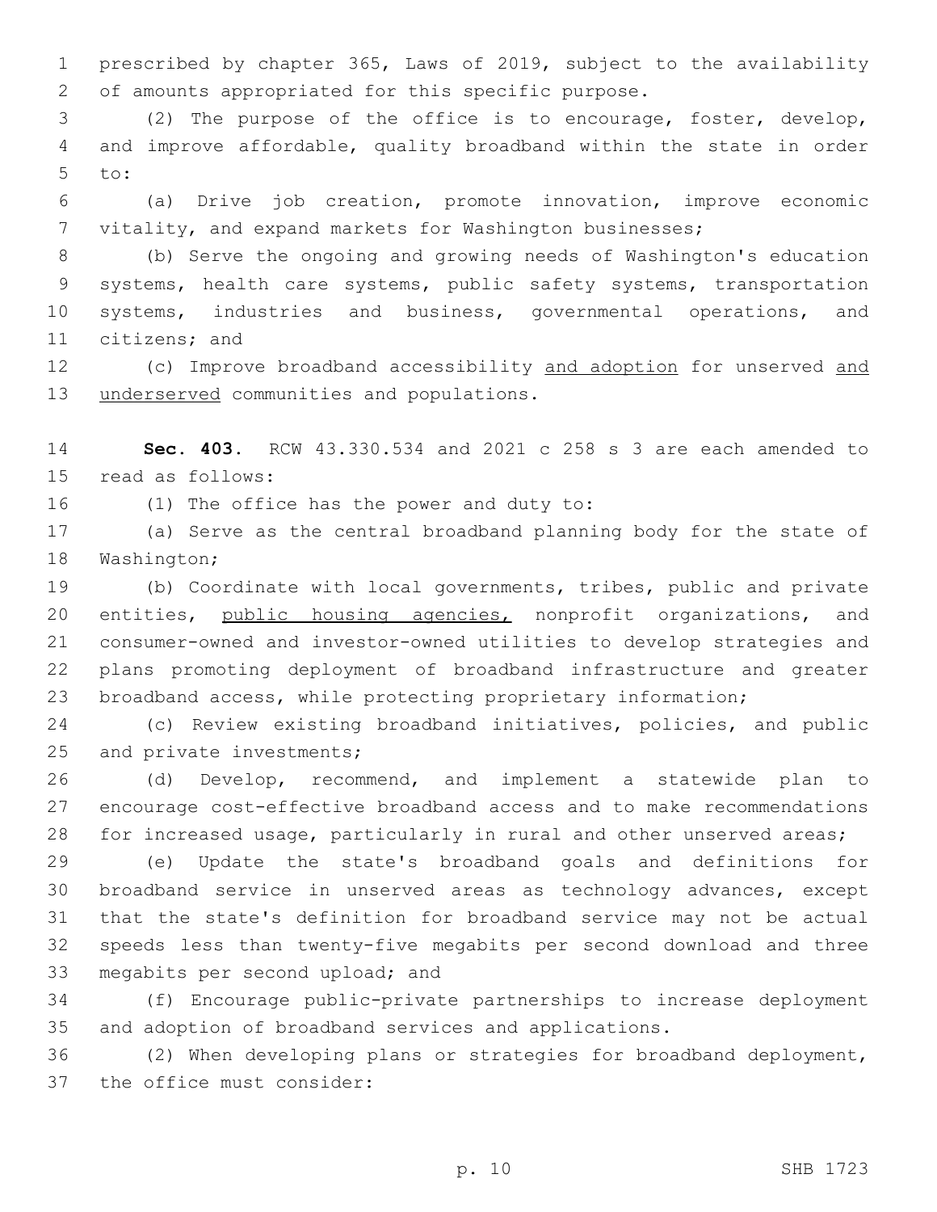prescribed by chapter 365, Laws of 2019, subject to the availability of amounts appropriated for this specific purpose.

(2) The purpose of the office is to encourage, foster, develop, and improve affordable, quality broadband within the state in order to:

(a) Drive job creation, promote innovation, improve economic vitality, and expand markets for Washington businesses;

(b) Serve the ongoing and growing needs of Washington's education systems, health care systems, public safety systems, transportation systems, industries and business, governmental operations, and citizens; and

(c) Improve broadband accessibility <u>and adoption</u> for unserved <u>and underserved</u> communities and populations.

**Sec. 403.** RCW 43.330.534 and 2021 c 258 s 3 are each amended to read as follows:

(1) The office has the power and duty to:

(a) Serve as the central broadband planning body for the state of Washington;

(b) Coordinate with local governments, tribes, public and private entities, <u>public housing agencies,</u> nonprofit organizations, and consumer-owned and investor-owned utilities to develop strategies and plans promoting deployment of broadband infrastructure and greater broadband access, while protecting proprietary information;

(c) Review existing broadband initiatives, policies, and public and private investments;

(d) Develop, recommend, and implement a statewide plan to encourage cost-effective broadband access and to make recommendations for increased usage, particularly in rural and other unserved areas;

(e) Update the state's broadband goals and definitions for broadband service in unserved areas as technology advances, except that the state's definition for broadband service may not be actual speeds less than twenty-five megabits per second download and three megabits per second upload; and

(f) Encourage public-private partnerships to increase deployment and adoption of broadband services and applications.

(2) When developing plans or strategies for broadband deployment, the office must consider: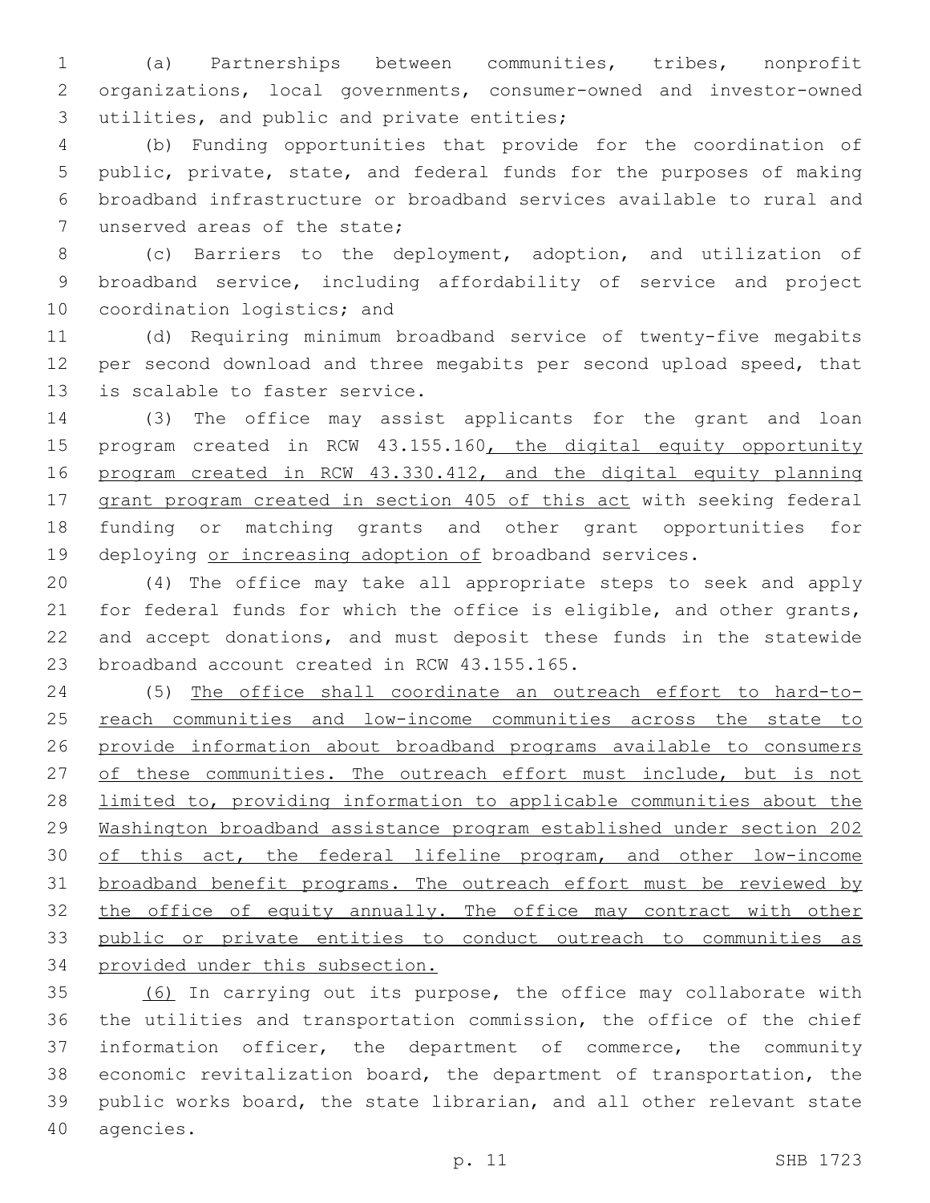(a) Partnerships between communities, tribes, nonprofit organizations, local governments, consumer-owned and investor-owned utilities, and public and private entities;

(b) Funding opportunities that provide for the coordination of public, private, state, and federal funds for the purposes of making broadband infrastructure or broadband services available to rural and unserved areas of the state;

(c) Barriers to the deployment, adoption, and utilization of broadband service, including affordability of service and project coordination logistics; and

(d) Requiring minimum broadband service of twenty-five megabits per second download and three megabits per second upload speed, that is scalable to faster service.

(3) The office may assist applicants for the grant and loan program created in RCW 43.155.160, the digital equity opportunity program created in RCW 43.330.412, and the digital equity planning grant program created in section 405 of this act with seeking federal funding or matching grants and other grant opportunities for deploying or increasing adoption of broadband services.

(4) The office may take all appropriate steps to seek and apply for federal funds for which the office is eligible, and other grants, and accept donations, and must deposit these funds in the statewide broadband account created in RCW 43.155.165.

(5) The office shall coordinate an outreach effort to hard-to-reach communities and low-income communities across the state to provide information about broadband programs available to consumers of these communities. The outreach effort must include, but is not limited to, providing information to applicable communities about the Washington broadband assistance program established under section 202 of this act, the federal lifeline program, and other low-income broadband benefit programs. The outreach effort must be reviewed by the office of equity annually. The office may contract with other public or private entities to conduct outreach to communities as provided under this subsection.

(6) In carrying out its purpose, the office may collaborate with the utilities and transportation commission, the office of the chief information officer, the department of commerce, the community economic revitalization board, the department of transportation, the public works board, the state librarian, and all other relevant state agencies.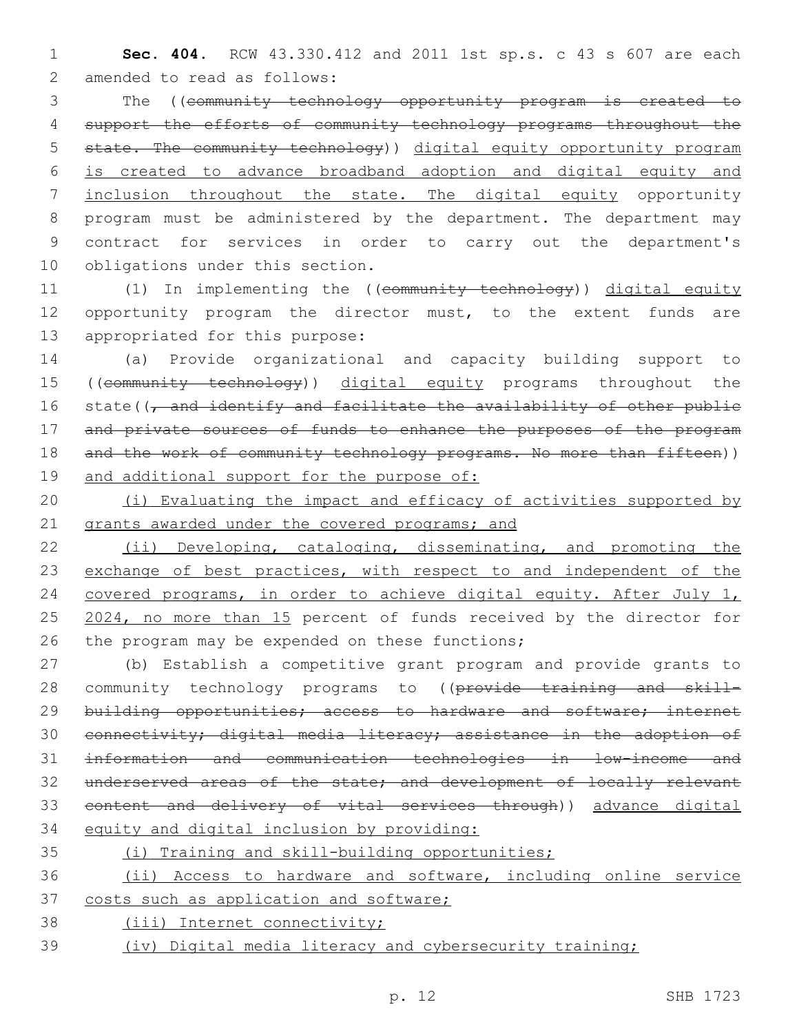**Sec. 404.** RCW 43.330.412 and 2011 1st sp.s. c 43 s 607 are each amended to read as follows:

The ((~~community technology opportunity program is created to support the efforts of community technology programs throughout the state. The community technology~~)) <u>digital equity opportunity program is created to advance broadband adoption and digital equity and inclusion throughout the state. The digital equity</u> opportunity program must be administered by the department. The department may contract for services in order to carry out the department's obligations under this section.

(1) In implementing the ((~~community technology~~)) <u>digital equity</u> opportunity program the director must, to the extent funds are appropriated for this purpose:

(a) Provide organizational and capacity building support to ((~~community technology~~)) <u>digital equity</u> programs throughout the state((~~, and identify and facilitate the availability of other public and private sources of funds to enhance the purposes of the program and the work of community technology programs. No more than fifteen~~)) <u>and additional support for the purpose of:</u>

<u>(i) Evaluating the impact and efficacy of activities supported by grants awarded under the covered programs; and</u>

<u>(ii) Developing, cataloging, disseminating, and promoting the exchange of best practices, with respect to and independent of the covered programs, in order to achieve digital equity. After July 1, 2024, no more than 15</u> percent of funds received by the director for the program may be expended on these functions;

(b) Establish a competitive grant program and provide grants to community technology programs to ((~~provide training and skill-building opportunities; access to hardware and software; internet connectivity; digital media literacy; assistance in the adoption of information and communication technologies in low-income and underserved areas of the state; and development of locally relevant content and delivery of vital services through~~)) <u>advance digital equity and digital inclusion by providing:</u>

<u>(i) Training and skill-building opportunities;</u>

<u>(ii) Access to hardware and software, including online service costs such as application and software;</u>

<u>(iii) Internet connectivity;</u>

<u>(iv) Digital media literacy and cybersecurity training;</u>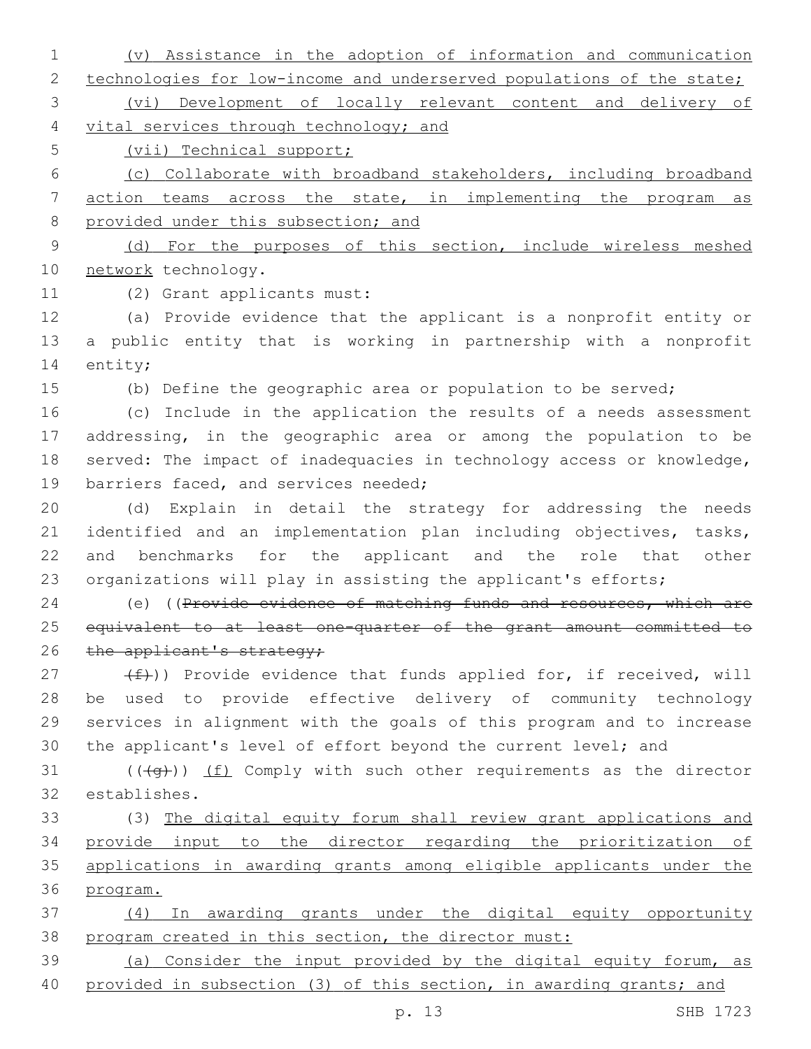(v) Assistance in the adoption of information and communication technologies for low-income and underserved populations of the state;

(vi) Development of locally relevant content and delivery of vital services through technology; and

(vii) Technical support;

(c) Collaborate with broadband stakeholders, including broadband action teams across the state, in implementing the program as provided under this subsection; and

(d) For the purposes of this section, include wireless meshed network technology.

(2) Grant applicants must:

(a) Provide evidence that the applicant is a nonprofit entity or a public entity that is working in partnership with a nonprofit entity;

(b) Define the geographic area or population to be served;

(c) Include in the application the results of a needs assessment addressing, in the geographic area or among the population to be served: The impact of inadequacies in technology access or knowledge, barriers faced, and services needed;

(d) Explain in detail the strategy for addressing the needs identified and an implementation plan including objectives, tasks, and benchmarks for the applicant and the role that other organizations will play in assisting the applicant's efforts;

(e) ((~~Provide evidence of matching funds and resources, which are equivalent to at least one-quarter of the grant amount committed to the applicant's strategy;~~

~~(f)~~)) Provide evidence that funds applied for, if received, will be used to provide effective delivery of community technology services in alignment with the goals of this program and to increase the applicant's level of effort beyond the current level; and

((~~(g)~~)) (f) Comply with such other requirements as the director establishes.

(3) The digital equity forum shall review grant applications and provide input to the director regarding the prioritization of applications in awarding grants among eligible applicants under the program.

(4) In awarding grants under the digital equity opportunity program created in this section, the director must:

(a) Consider the input provided by the digital equity forum, as provided in subsection (3) of this section, in awarding grants; and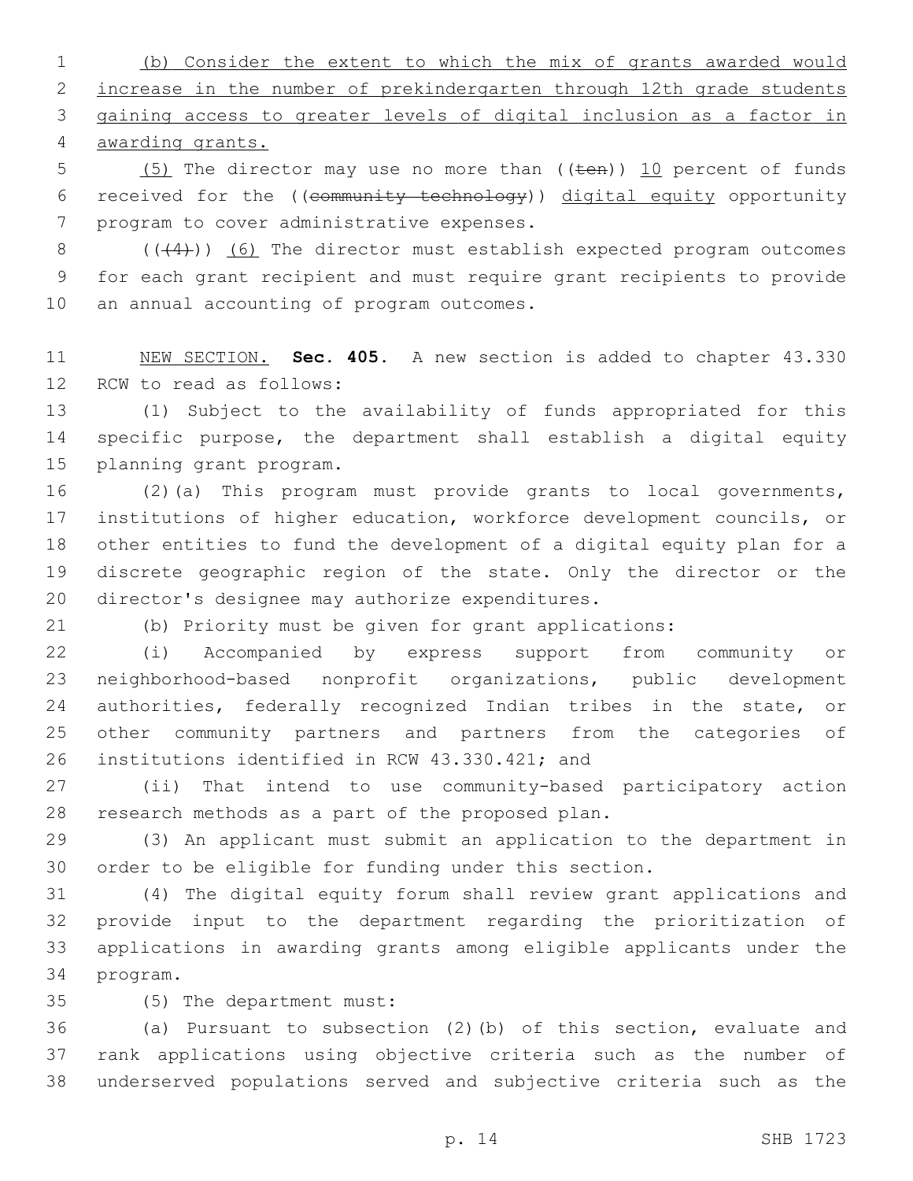(b) Consider the extent to which the mix of grants awarded would increase in the number of prekindergarten through 12th grade students gaining access to greater levels of digital inclusion as a factor in awarding grants.

(5) The director may use no more than ((ten)) 10 percent of funds received for the ((community technology)) digital equity opportunity program to cover administrative expenses.

(((4))) (6) The director must establish expected program outcomes for each grant recipient and must require grant recipients to provide an annual accounting of program outcomes.

NEW SECTION. **Sec. 405.** A new section is added to chapter 43.330 RCW to read as follows:

(1) Subject to the availability of funds appropriated for this specific purpose, the department shall establish a digital equity planning grant program.

(2)(a) This program must provide grants to local governments, institutions of higher education, workforce development councils, or other entities to fund the development of a digital equity plan for a discrete geographic region of the state. Only the director or the director's designee may authorize expenditures.

(b) Priority must be given for grant applications:

(i) Accompanied by express support from community or neighborhood-based nonprofit organizations, public development authorities, federally recognized Indian tribes in the state, or other community partners and partners from the categories of institutions identified in RCW 43.330.421; and

(ii) That intend to use community-based participatory action research methods as a part of the proposed plan.

(3) An applicant must submit an application to the department in order to be eligible for funding under this section.

(4) The digital equity forum shall review grant applications and provide input to the department regarding the prioritization of applications in awarding grants among eligible applicants under the program.

(5) The department must:

(a) Pursuant to subsection (2)(b) of this section, evaluate and rank applications using objective criteria such as the number of underserved populations served and subjective criteria such as the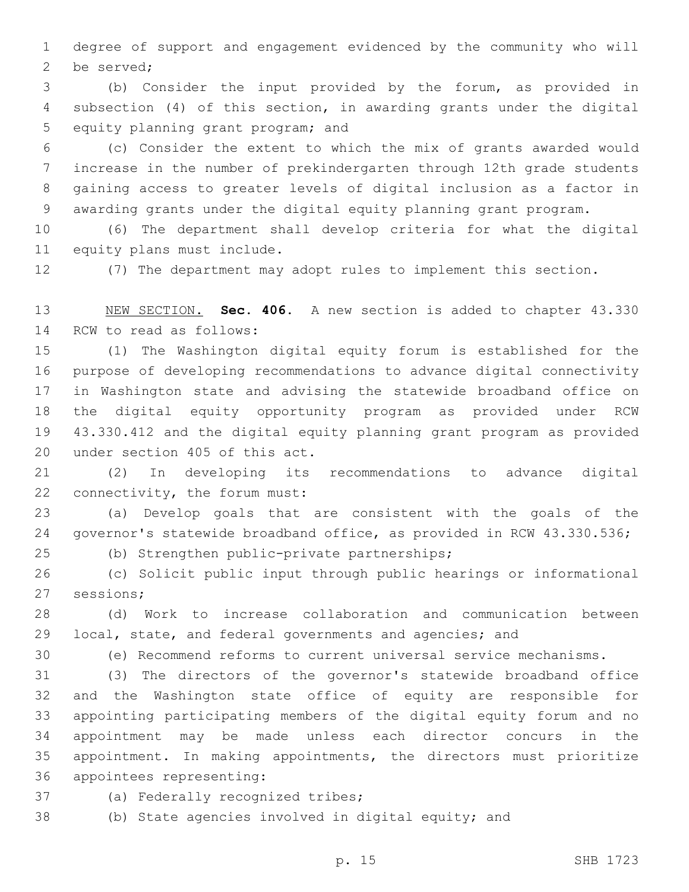degree of support and engagement evidenced by the community who will be served;

(b) Consider the input provided by the forum, as provided in subsection (4) of this section, in awarding grants under the digital equity planning grant program; and

(c) Consider the extent to which the mix of grants awarded would increase in the number of prekindergarten through 12th grade students gaining access to greater levels of digital inclusion as a factor in awarding grants under the digital equity planning grant program.

(6) The department shall develop criteria for what the digital equity plans must include.

(7) The department may adopt rules to implement this section.

NEW SECTION. **Sec. 406.** A new section is added to chapter 43.330 RCW to read as follows:

(1) The Washington digital equity forum is established for the purpose of developing recommendations to advance digital connectivity in Washington state and advising the statewide broadband office on the digital equity opportunity program as provided under RCW 43.330.412 and the digital equity planning grant program as provided under section 405 of this act.

(2) In developing its recommendations to advance digital connectivity, the forum must:

(a) Develop goals that are consistent with the goals of the governor's statewide broadband office, as provided in RCW 43.330.536;

(b) Strengthen public-private partnerships;

(c) Solicit public input through public hearings or informational sessions;

(d) Work to increase collaboration and communication between local, state, and federal governments and agencies; and

(e) Recommend reforms to current universal service mechanisms.

(3) The directors of the governor's statewide broadband office and the Washington state office of equity are responsible for appointing participating members of the digital equity forum and no appointment may be made unless each director concurs in the appointment. In making appointments, the directors must prioritize appointees representing:

(a) Federally recognized tribes;

(b) State agencies involved in digital equity; and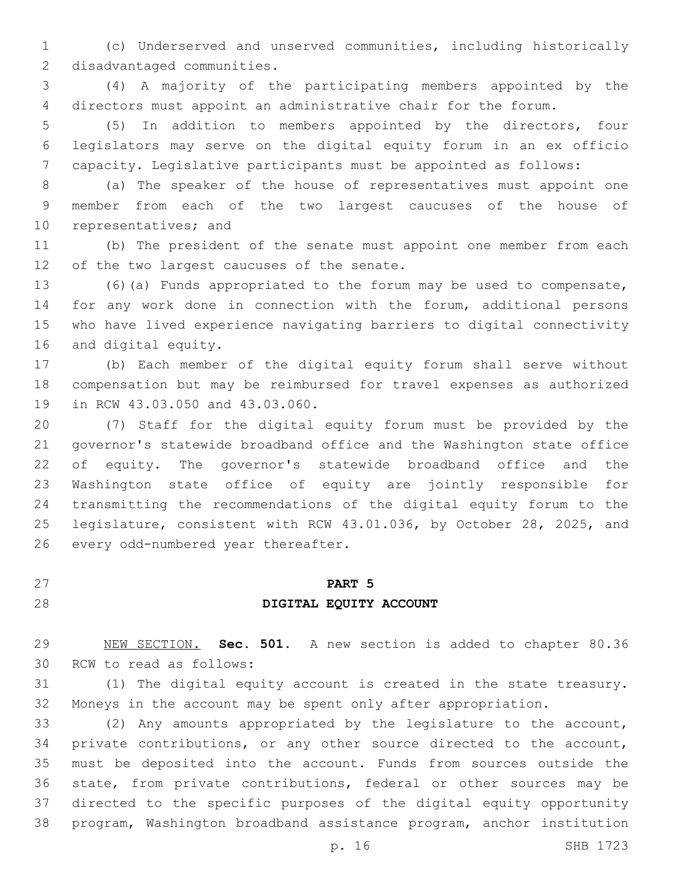(c) Underserved and unserved communities, including historically disadvantaged communities.

(4) A majority of the participating members appointed by the directors must appoint an administrative chair for the forum.

(5) In addition to members appointed by the directors, four legislators may serve on the digital equity forum in an ex officio capacity. Legislative participants must be appointed as follows:

(a) The speaker of the house of representatives must appoint one member from each of the two largest caucuses of the house of representatives; and

(b) The president of the senate must appoint one member from each of the two largest caucuses of the senate.

(6)(a) Funds appropriated to the forum may be used to compensate, for any work done in connection with the forum, additional persons who have lived experience navigating barriers to digital connectivity and digital equity.

(b) Each member of the digital equity forum shall serve without compensation but may be reimbursed for travel expenses as authorized in RCW 43.03.050 and 43.03.060.

(7) Staff for the digital equity forum must be provided by the governor's statewide broadband office and the Washington state office of equity. The governor's statewide broadband office and the Washington state office of equity are jointly responsible for transmitting the recommendations of the digital equity forum to the legislature, consistent with RCW 43.01.036, by October 28, 2025, and every odd-numbered year thereafter.

## PART 5
## DIGITAL EQUITY ACCOUNT

NEW SECTION. **Sec. 501.** A new section is added to chapter 80.36 RCW to read as follows:

(1) The digital equity account is created in the state treasury. Moneys in the account may be spent only after appropriation.

(2) Any amounts appropriated by the legislature to the account, private contributions, or any other source directed to the account, must be deposited into the account. Funds from sources outside the state, from private contributions, federal or other sources may be directed to the specific purposes of the digital equity opportunity program, Washington broadband assistance program, anchor institution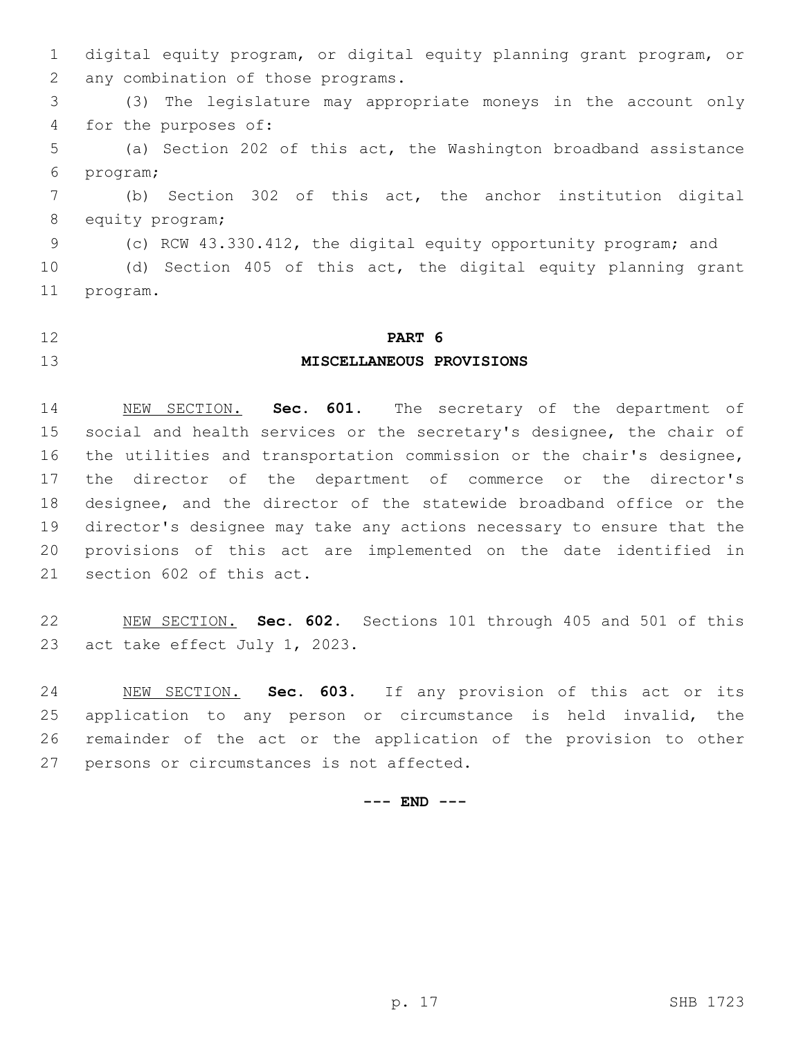digital equity program, or digital equity planning grant program, or any combination of those programs.

(3) The legislature may appropriate moneys in the account only for the purposes of:

(a) Section 202 of this act, the Washington broadband assistance program;

(b) Section 302 of this act, the anchor institution digital equity program;

(c) RCW 43.330.412, the digital equity opportunity program; and

(d) Section 405 of this act, the digital equity planning grant program.

## PART 6
## MISCELLANEOUS PROVISIONS

NEW SECTION. **Sec. 601.** The secretary of the department of social and health services or the secretary's designee, the chair of the utilities and transportation commission or the chair's designee, the director of the department of commerce or the director's designee, and the director of the statewide broadband office or the director's designee may take any actions necessary to ensure that the provisions of this act are implemented on the date identified in section 602 of this act.

NEW SECTION. **Sec. 602.** Sections 101 through 405 and 501 of this act take effect July 1, 2023.

NEW SECTION. **Sec. 603.** If any provision of this act or its application to any person or circumstance is held invalid, the remainder of the act or the application of the provision to other persons or circumstances is not affected.

**--- END ---**